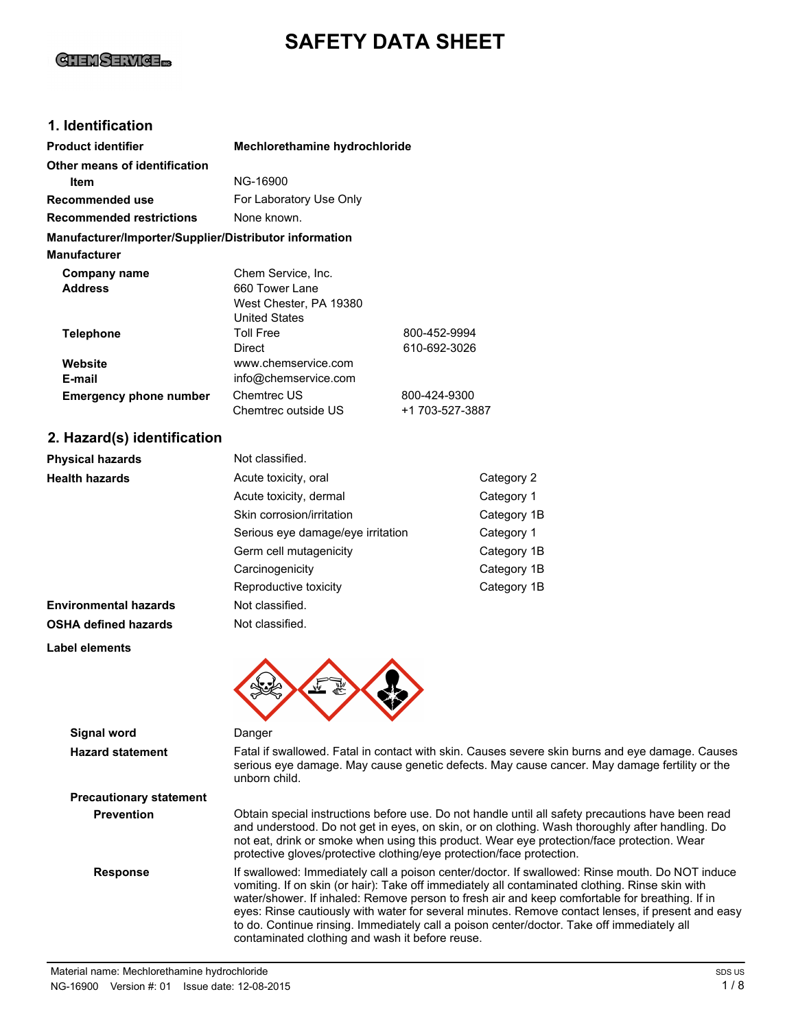# SAFETY DATA SHEET

## 1. Identification

| | | |
|---|---|---|
| **Product identifier** | **Mechlorethamine hydrochloride** | |
| **Other means of identification** | | |
| **Item** | NG-16900 | |
| **Recommended use** | For Laboratory Use Only | |
| **Recommended restrictions** | None known. | |

**Manufacturer/Importer/Supplier/Distributor information**

**Manufacturer**

| | | |
|---|---|---|
| **Company name** | Chem Service, Inc. | |
| **Address** | 660 Tower Lane<br>West Chester, PA 19380<br>United States | |
| **Telephone** | Toll Free | 800-452-9994 |
| | Direct | 610-692-3026 |
| **Website** | www.chemservice.com | |
| **E-mail** | info@chemservice.com | |
| **Emergency phone number** | Chemtrec US | 800-424-9300 |
| | Chemtrec outside US | +1 703-527-3887 |

## 2. Hazard(s) identification

| | | |
|---|---|---|
| **Physical hazards** | Not classified. | |
| **Health hazards** | Acute toxicity, oral | Category 2 |
| | Acute toxicity, dermal | Category 1 |
| | Skin corrosion/irritation | Category 1B |
| | Serious eye damage/eye irritation | Category 1 |
| | Germ cell mutagenicity | Category 1B |
| | Carcinogenicity | Category 1B |
| | Reproductive toxicity | Category 1B |
| **Environmental hazards** | Not classified. | |
| **OSHA defined hazards** | Not classified. | |

**Label elements**

**Signal word** Danger

**Hazard statement** Fatal if swallowed. Fatal in contact with skin. Causes severe skin burns and eye damage. Causes serious eye damage. May cause genetic defects. May cause cancer. May damage fertility or the unborn child.

**Precautionary statement**

**Prevention** Obtain special instructions before use. Do not handle until all safety precautions have been read and understood. Do not get in eyes, on skin, or on clothing. Wash thoroughly after handling. Do not eat, drink or smoke when using this product. Wear eye protection/face protection. Wear protective gloves/protective clothing/eye protection/face protection.

**Response** If swallowed: Immediately call a poison center/doctor. If swallowed: Rinse mouth. Do NOT induce vomiting. If on skin (or hair): Take off immediately all contaminated clothing. Rinse skin with water/shower. If inhaled: Remove person to fresh air and keep comfortable for breathing. If in eyes: Rinse cautiously with water for several minutes. Remove contact lenses, if present and easy to do. Continue rinsing. Immediately call a poison center/doctor. Take off immediately all contaminated clothing and wash it before reuse.

Material name: Mechlorethamine hydrochloride

NG-16900 Version #: 01 Issue date: 12-08-2015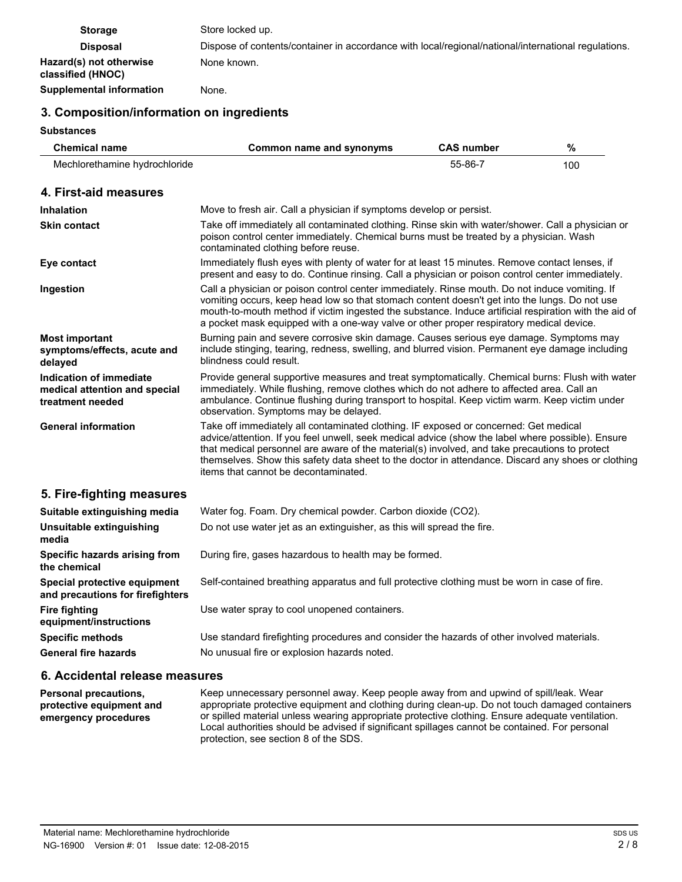| | |
|---|---|
| **Storage** | Store locked up. |
| **Disposal** | Dispose of contents/container in accordance with local/regional/national/international regulations. |
| **Hazard(s) not otherwise classified (HNOC)** | None known. |
| **Supplemental information** | None. |

## 3. Composition/information on ingredients

**Substances**

| Chemical name | Common name and synonyms | CAS number | % |
|---|---|---|---|
| Mechlorethamine hydrochloride | | 55-86-7 | 100 |

## 4. First-aid measures

| | |
|---|---|
| **Inhalation** | Move to fresh air. Call a physician if symptoms develop or persist. |
| **Skin contact** | Take off immediately all contaminated clothing. Rinse skin with water/shower. Call a physician or poison control center immediately. Chemical burns must be treated by a physician. Wash contaminated clothing before reuse. |
| **Eye contact** | Immediately flush eyes with plenty of water for at least 15 minutes. Remove contact lenses, if present and easy to do. Continue rinsing. Call a physician or poison control center immediately. |
| **Ingestion** | Call a physician or poison control center immediately. Rinse mouth. Do not induce vomiting. If vomiting occurs, keep head low so that stomach content doesn't get into the lungs. Do not use mouth-to-mouth method if victim ingested the substance. Induce artificial respiration with the aid of a pocket mask equipped with a one-way valve or other proper respiratory medical device. |
| **Most important symptoms/effects, acute and delayed** | Burning pain and severe corrosive skin damage. Causes serious eye damage. Symptoms may include stinging, tearing, redness, swelling, and blurred vision. Permanent eye damage including blindness could result. |
| **Indication of immediate medical attention and special treatment needed** | Provide general supportive measures and treat symptomatically. Chemical burns: Flush with water immediately. While flushing, remove clothes which do not adhere to affected area. Call an ambulance. Continue flushing during transport to hospital. Keep victim warm. Keep victim under observation. Symptoms may be delayed. |
| **General information** | Take off immediately all contaminated clothing. IF exposed or concerned: Get medical advice/attention. If you feel unwell, seek medical advice (show the label where possible). Ensure that medical personnel are aware of the material(s) involved, and take precautions to protect themselves. Show this safety data sheet to the doctor in attendance. Discard any shoes or clothing items that cannot be decontaminated. |

## 5. Fire-fighting measures

| | |
|---|---|
| **Suitable extinguishing media** | Water fog. Foam. Dry chemical powder. Carbon dioxide ($CO_2$). |
| **Unsuitable extinguishing media** | Do not use water jet as an extinguisher, as this will spread the fire. |
| **Specific hazards arising from the chemical** | During fire, gases hazardous to health may be formed. |
| **Special protective equipment and precautions for firefighters** | Self-contained breathing apparatus and full protective clothing must be worn in case of fire. |
| **Fire fighting equipment/instructions** | Use water spray to cool unopened containers. |
| **Specific methods** | Use standard firefighting procedures and consider the hazards of other involved materials. |
| **General fire hazards** | No unusual fire or explosion hazards noted. |

## 6. Accidental release measures

| | |
|---|---|
| **Personal precautions, protective equipment and emergency procedures** | Keep unnecessary personnel away. Keep people away from and upwind of spill/leak. Wear appropriate protective equipment and clothing during clean-up. Do not touch damaged containers or spilled material unless wearing appropriate protective clothing. Ensure adequate ventilation. Local authorities should be advised if significant spillages cannot be contained. For personal protection, see section 8 of the SDS. |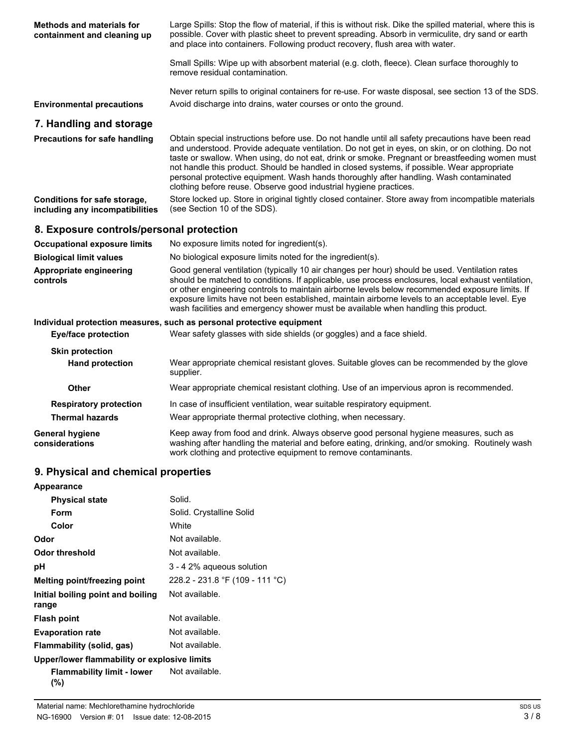**Methods and materials for containment and cleaning up**

Large Spills: Stop the flow of material, if this is without risk. Dike the spilled material, where this is possible. Cover with plastic sheet to prevent spreading. Absorb in vermiculite, dry sand or earth and place into containers. Following product recovery, flush area with water.

Small Spills: Wipe up with absorbent material (e.g. cloth, fleece). Clean surface thoroughly to remove residual contamination.

Never return spills to original containers for re-use. For waste disposal, see section 13 of the SDS.

**Environmental precautions**

Avoid discharge into drains, water courses or onto the ground.

## 7. Handling and storage

**Precautions for safe handling**

Obtain special instructions before use. Do not handle until all safety precautions have been read and understood. Provide adequate ventilation. Do not get in eyes, on skin, or on clothing. Do not taste or swallow. When using, do not eat, drink or smoke. Pregnant or breastfeeding women must not handle this product. Should be handled in closed systems, if possible. Wear appropriate personal protective equipment. Wash hands thoroughly after handling. Wash contaminated clothing before reuse. Observe good industrial hygiene practices.

**Conditions for safe storage, including any incompatibilities**

Store locked up. Store in original tightly closed container. Store away from incompatible materials (see Section 10 of the SDS).

## 8. Exposure controls/personal protection

**Occupational exposure limits**

No exposure limits noted for ingredient(s).

**Biological limit values**

No biological exposure limits noted for the ingredient(s).

**Appropriate engineering controls**

Good general ventilation (typically 10 air changes per hour) should be used. Ventilation rates should be matched to conditions. If applicable, use process enclosures, local exhaust ventilation, or other engineering controls to maintain airborne levels below recommended exposure limits. If exposure limits have not been established, maintain airborne levels to an acceptable level. Eye wash facilities and emergency shower must be available when handling this product.

**Individual protection measures, such as personal protective equipment**

**Eye/face protection**

Wear safety glasses with side shields (or goggles) and a face shield.

**Skin protection**

**Hand protection**

Wear appropriate chemical resistant gloves. Suitable gloves can be recommended by the glove supplier.

**Other**

Wear appropriate chemical resistant clothing. Use of an impervious apron is recommended.

**Respiratory protection**

In case of insufficient ventilation, wear suitable respiratory equipment.

**Thermal hazards**

Wear appropriate thermal protective clothing, when necessary.

**General hygiene considerations**

Keep away from food and drink. Always observe good personal hygiene measures, such as washing after handling the material and before eating, drinking, and/or smoking. Routinely wash work clothing and protective equipment to remove contaminants.

## 9. Physical and chemical properties

**Appearance**

| Property | Value |
| --- | --- |
| **Physical state** | Solid. |
| **Form** | Solid. Crystalline Solid |
| **Color** | White |
| **Odor** | Not available. |
| **Odor threshold** | Not available. |
| **pH** | 3 - 4 2% aqueous solution |
| **Melting point/freezing point** | 228.2 - 231.8 °F (109 - 111 °C) |
| **Initial boiling point and boiling range** | Not available. |
| **Flash point** | Not available. |
| **Evaporation rate** | Not available. |
| **Flammability (solid, gas)** | Not available. |

**Upper/lower flammability or explosive limits**

| Property | Value |
| --- | --- |
| **Flammability limit - lower (%)** | Not available. |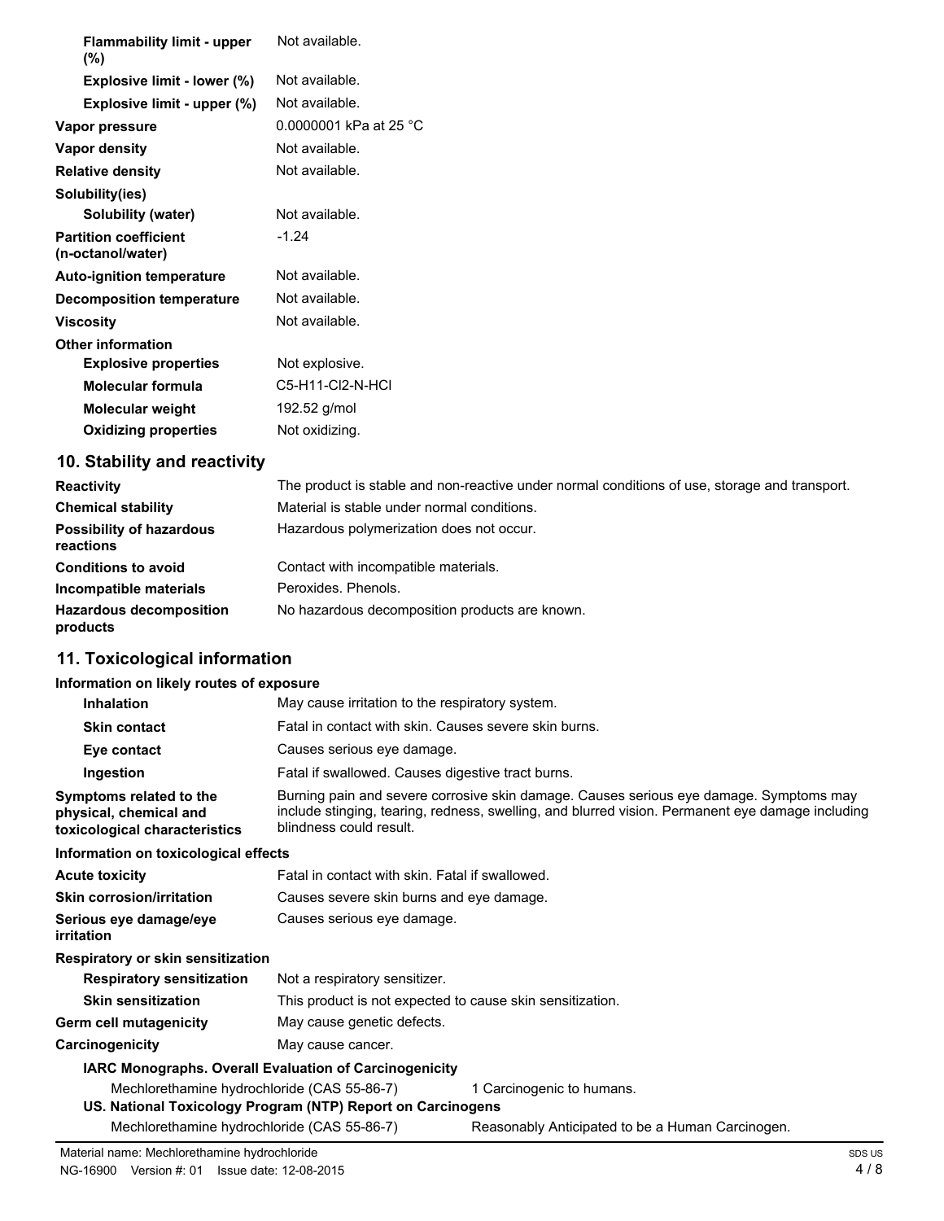| | |
|---|---|
| **Flammability limit - upper (%)** | Not available. |
| **Explosive limit - lower (%)** | Not available. |
| **Explosive limit - upper (%)** | Not available. |
| **Vapor pressure** | 0.0000001 kPa at 25 °C |
| **Vapor density** | Not available. |
| **Relative density** | Not available. |
| **Solubility(ies)** | |
| **Solubility (water)** | Not available. |
| **Partition coefficient (n-octanol/water)** | -1.24 |
| **Auto-ignition temperature** | Not available. |
| **Decomposition temperature** | Not available. |
| **Viscosity** | Not available. |
| **Other information** | |
| **Explosive properties** | Not explosive. |
| **Molecular formula** | C5-H11-Cl2-N-HCl |
| **Molecular weight** | 192.52 g/mol |
| **Oxidizing properties** | Not oxidizing. |

## 10. Stability and reactivity

| | |
|---|---|
| **Reactivity** | The product is stable and non-reactive under normal conditions of use, storage and transport. |
| **Chemical stability** | Material is stable under normal conditions. |
| **Possibility of hazardous reactions** | Hazardous polymerization does not occur. |
| **Conditions to avoid** | Contact with incompatible materials. |
| **Incompatible materials** | Peroxides. Phenols. |
| **Hazardous decomposition products** | No hazardous decomposition products are known. |

## 11. Toxicological information

**Information on likely routes of exposure**

| | |
|---|---|
| **Inhalation** | May cause irritation to the respiratory system. |
| **Skin contact** | Fatal in contact with skin. Causes severe skin burns. |
| **Eye contact** | Causes serious eye damage. |
| **Ingestion** | Fatal if swallowed. Causes digestive tract burns. |
| **Symptoms related to the physical, chemical and toxicological characteristics** | Burning pain and severe corrosive skin damage. Causes serious eye damage. Symptoms may include stinging, tearing, redness, swelling, and blurred vision. Permanent eye damage including blindness could result. |

**Information on toxicological effects**

| | |
|---|---|
| **Acute toxicity** | Fatal in contact with skin. Fatal if swallowed. |
| **Skin corrosion/irritation** | Causes severe skin burns and eye damage. |
| **Serious eye damage/eye irritation** | Causes serious eye damage. |
| **Respiratory or skin sensitization** | |
| **Respiratory sensitization** | Not a respiratory sensitizer. |
| **Skin sensitization** | This product is not expected to cause skin sensitization. |
| **Germ cell mutagenicity** | May cause genetic defects. |
| **Carcinogenicity** | May cause cancer. |

**IARC Monographs. Overall Evaluation of Carcinogenicity**

| | |
|---|---|
| Mechlorethamine hydrochloride (CAS 55-86-7) | 1 Carcinogenic to humans. |

**US. National Toxicology Program (NTP) Report on Carcinogens**

| | |
|---|---|
| Mechlorethamine hydrochloride (CAS 55-86-7) | Reasonably Anticipated to be a Human Carcinogen. |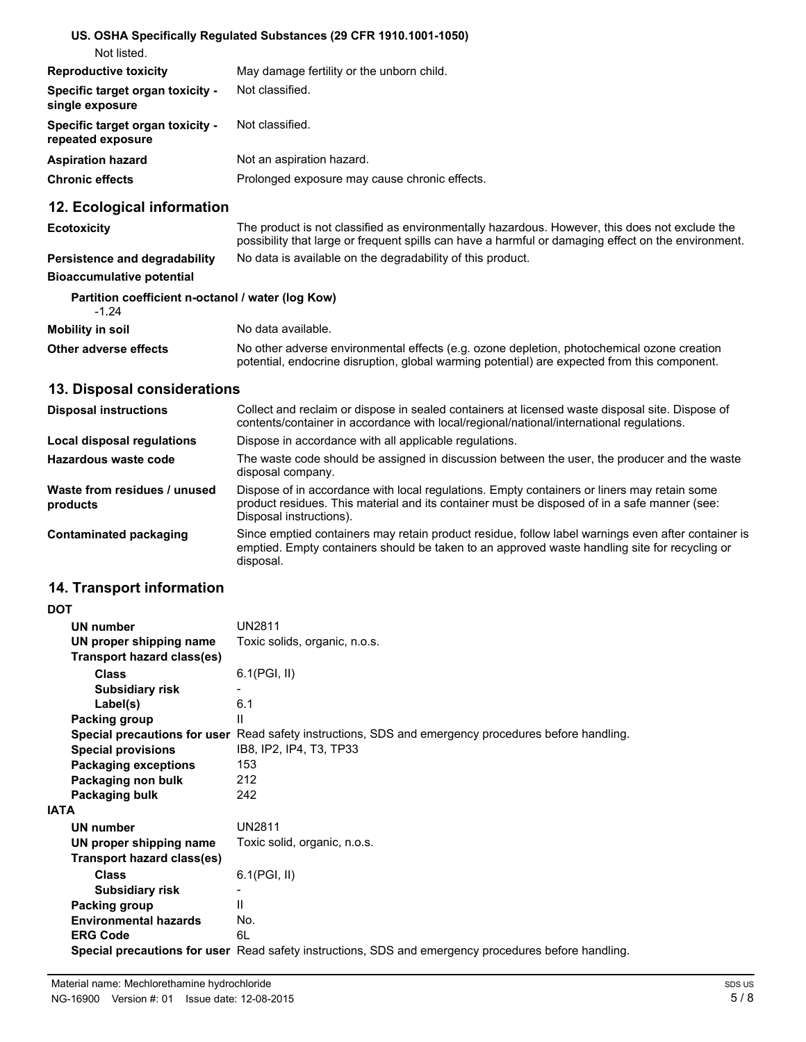**US. OSHA Specifically Regulated Substances (29 CFR 1910.1001-1050)**

Not listed.

| | |
|---|---|
| **Reproductive toxicity** | May damage fertility or the unborn child. |
| **Specific target organ toxicity - single exposure** | Not classified. |
| **Specific target organ toxicity - repeated exposure** | Not classified. |
| **Aspiration hazard** | Not an aspiration hazard. |
| **Chronic effects** | Prolonged exposure may cause chronic effects. |

## 12. Ecological information

| | |
|---|---|
| **Ecotoxicity** | The product is not classified as environmentally hazardous. However, this does not exclude the possibility that large or frequent spills can have a harmful or damaging effect on the environment. |
| **Persistence and degradability** | No data is available on the degradability of this product. |
| **Bioaccumulative potential** | |

**Partition coefficient n-octanol / water (log Kow)**

-1.24

| | |
|---|---|
| **Mobility in soil** | No data available. |
| **Other adverse effects** | No other adverse environmental effects (e.g. ozone depletion, photochemical ozone creation potential, endocrine disruption, global warming potential) are expected from this component. |

## 13. Disposal considerations

| | |
|---|---|
| **Disposal instructions** | Collect and reclaim or dispose in sealed containers at licensed waste disposal site. Dispose of contents/container in accordance with local/regional/national/international regulations. |
| **Local disposal regulations** | Dispose in accordance with all applicable regulations. |
| **Hazardous waste code** | The waste code should be assigned in discussion between the user, the producer and the waste disposal company. |
| **Waste from residues / unused products** | Dispose of in accordance with local regulations. Empty containers or liners may retain some product residues. This material and its container must be disposed of in a safe manner (see: Disposal instructions). |
| **Contaminated packaging** | Since emptied containers may retain product residue, follow label warnings even after container is emptied. Empty containers should be taken to an approved waste handling site for recycling or disposal. |

## 14. Transport information

**DOT**

| | |
|---|---|
| **UN number** | UN2811 |
| **UN proper shipping name** | Toxic solids, organic, n.o.s. |
| **Transport hazard class(es)** | |
| **Class** | 6.1(PGI, II) |
| **Subsidiary risk** | - |
| **Label(s)** | 6.1 |
| **Packing group** | II |
| **Special precautions for user** | Read safety instructions, SDS and emergency procedures before handling. |
| **Special provisions** | IB8, IP2, IP4, T3, TP33 |
| **Packaging exceptions** | 153 |
| **Packaging non bulk** | 212 |
| **Packaging bulk** | 242 |

**IATA**

| | |
|---|---|
| **UN number** | UN2811 |
| **UN proper shipping name** | Toxic solid, organic, n.o.s. |
| **Transport hazard class(es)** | |
| **Class** | 6.1(PGI, II) |
| **Subsidiary risk** | - |
| **Packing group** | II |
| **Environmental hazards** | No. |
| **ERG Code** | 6L |
| **Special precautions for user** | Read safety instructions, SDS and emergency procedures before handling. |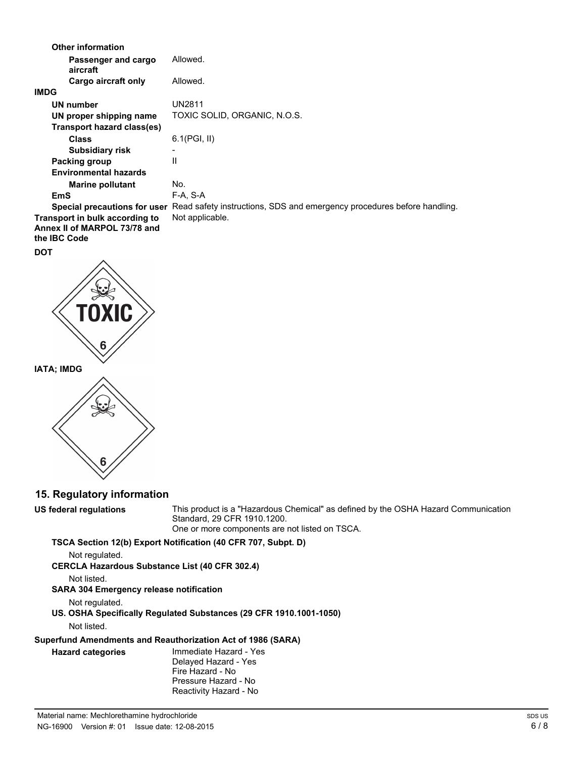**Other information**

| | |
|---|---|
| **Passenger and cargo aircraft** | Allowed. |
| **Cargo aircraft only** | Allowed. |

**IMDG**

| | |
|---|---|
| **UN number** | UN2811 |
| **UN proper shipping name** | TOXIC SOLID, ORGANIC, N.O.S. |
| **Transport hazard class(es)** | |
| **Class** | 6.1(PGI, II) |
| **Subsidiary risk** | - |
| **Packing group** | II |
| **Environmental hazards** | |
| **Marine pollutant** | No. |
| **EmS** | F-A, S-A |
| **Special precautions for user** | Read safety instructions, SDS and emergency procedures before handling. |

**Transport in bulk according to Annex II of MARPOL 73/78 and the IBC Code** Not applicable.

**DOT**

TOXIC 6

**IATA; IMDG**

6

## 15. Regulatory information

**US federal regulations** This product is a "Hazardous Chemical" as defined by the OSHA Hazard Communication Standard, 29 CFR 1910.1200.
One or more components are not listed on TSCA.

**TSCA Section 12(b) Export Notification (40 CFR 707, Subpt. D)**

Not regulated.

**CERCLA Hazardous Substance List (40 CFR 302.4)**

Not listed.

**SARA 304 Emergency release notification**

Not regulated.

**US. OSHA Specifically Regulated Substances (29 CFR 1910.1001-1050)**

Not listed.

**Superfund Amendments and Reauthorization Act of 1986 (SARA)**

**Hazard categories**
Immediate Hazard - Yes
Delayed Hazard - Yes
Fire Hazard - No
Pressure Hazard - No
Reactivity Hazard - No

Material name: Mechlorethamine hydrochloride
NG-16900 Version #: 01 Issue date: 12-08-2015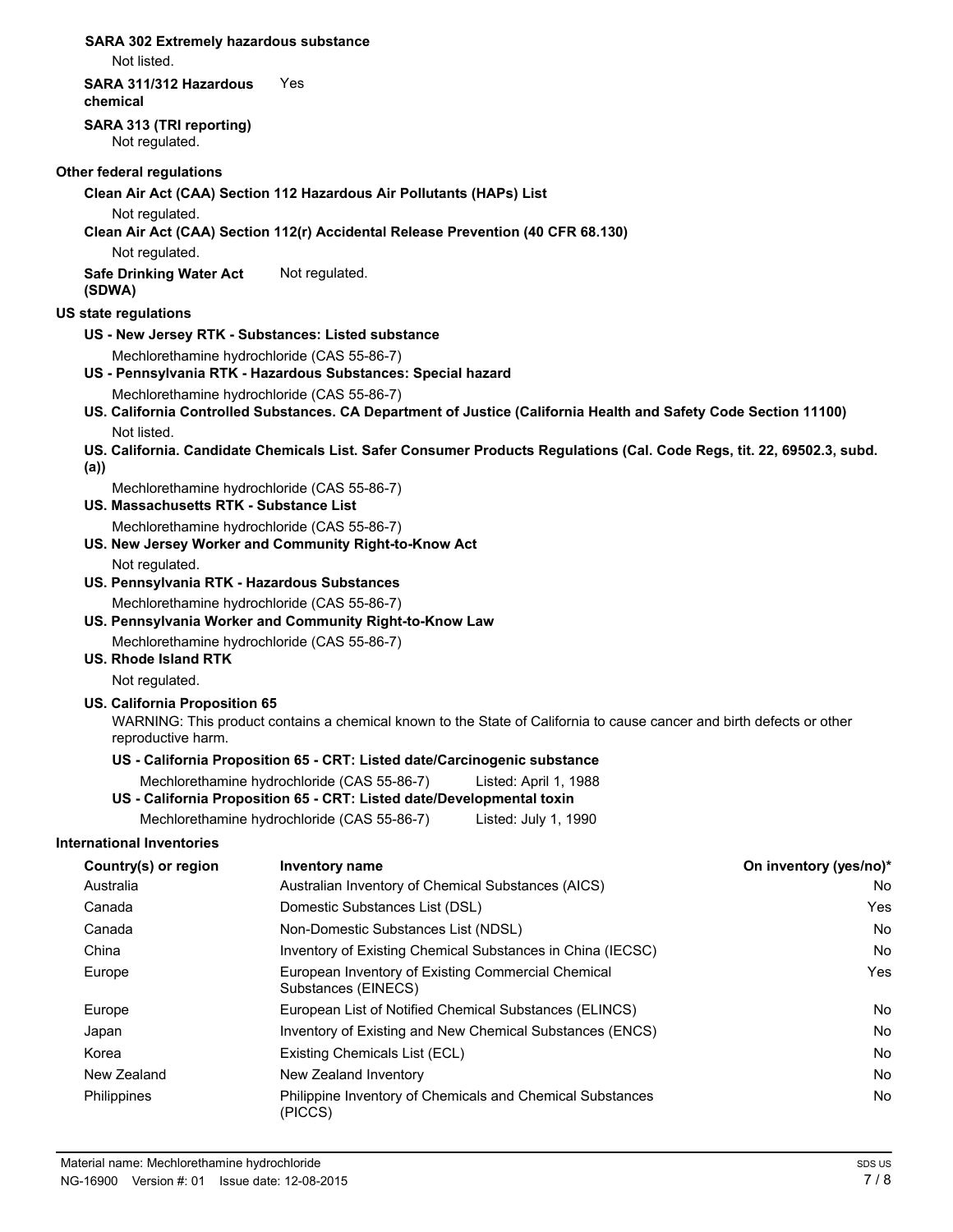**SARA 302 Extremely hazardous substance**

Not listed.

**SARA 311/312 Hazardous chemical** Yes

**SARA 313 (TRI reporting)**

Not regulated.

**Other federal regulations**

**Clean Air Act (CAA) Section 112 Hazardous Air Pollutants (HAPs) List**

Not regulated.

**Clean Air Act (CAA) Section 112(r) Accidental Release Prevention (40 CFR 68.130)**

Not regulated.

**Safe Drinking Water Act (SDWA)** Not regulated.

**US state regulations**

**US - New Jersey RTK - Substances: Listed substance**

Mechlorethamine hydrochloride (CAS 55-86-7)

**US - Pennsylvania RTK - Hazardous Substances: Special hazard**

Mechlorethamine hydrochloride (CAS 55-86-7)

**US. California Controlled Substances. CA Department of Justice (California Health and Safety Code Section 11100)**

Not listed.

**US. California. Candidate Chemicals List. Safer Consumer Products Regulations (Cal. Code Regs, tit. 22, 69502.3, subd. (a))**

Mechlorethamine hydrochloride (CAS 55-86-7)

**US. Massachusetts RTK - Substance List**

Mechlorethamine hydrochloride (CAS 55-86-7)

**US. New Jersey Worker and Community Right-to-Know Act**

Not regulated.

**US. Pennsylvania RTK - Hazardous Substances**

Mechlorethamine hydrochloride (CAS 55-86-7)

**US. Pennsylvania Worker and Community Right-to-Know Law**

Mechlorethamine hydrochloride (CAS 55-86-7)

**US. Rhode Island RTK**

Not regulated.

**US. California Proposition 65**

WARNING: This product contains a chemical known to the State of California to cause cancer and birth defects or other reproductive harm.

**US - California Proposition 65 - CRT: Listed date/Carcinogenic substance**

Mechlorethamine hydrochloride (CAS 55-86-7) Listed: April 1, 1988

**US - California Proposition 65 - CRT: Listed date/Developmental toxin**

Mechlorethamine hydrochloride (CAS 55-86-7) Listed: July 1, 1990

**International Inventories**

| Country(s) or region | Inventory name | On inventory (yes/no)* |
|---|---|---|
| Australia | Australian Inventory of Chemical Substances (AICS) | No |
| Canada | Domestic Substances List (DSL) | Yes |
| Canada | Non-Domestic Substances List (NDSL) | No |
| China | Inventory of Existing Chemical Substances in China (IECSC) | No |
| Europe | European Inventory of Existing Commercial Chemical Substances (EINECS) | Yes |
| Europe | European List of Notified Chemical Substances (ELINCS) | No |
| Japan | Inventory of Existing and New Chemical Substances (ENCS) | No |
| Korea | Existing Chemicals List (ECL) | No |
| New Zealand | New Zealand Inventory | No |
| Philippines | Philippine Inventory of Chemicals and Chemical Substances (PICCS) | No |

Material name: Mechlorethamine hydrochloride

NG-16900 Version #: 01 Issue date: 12-08-2015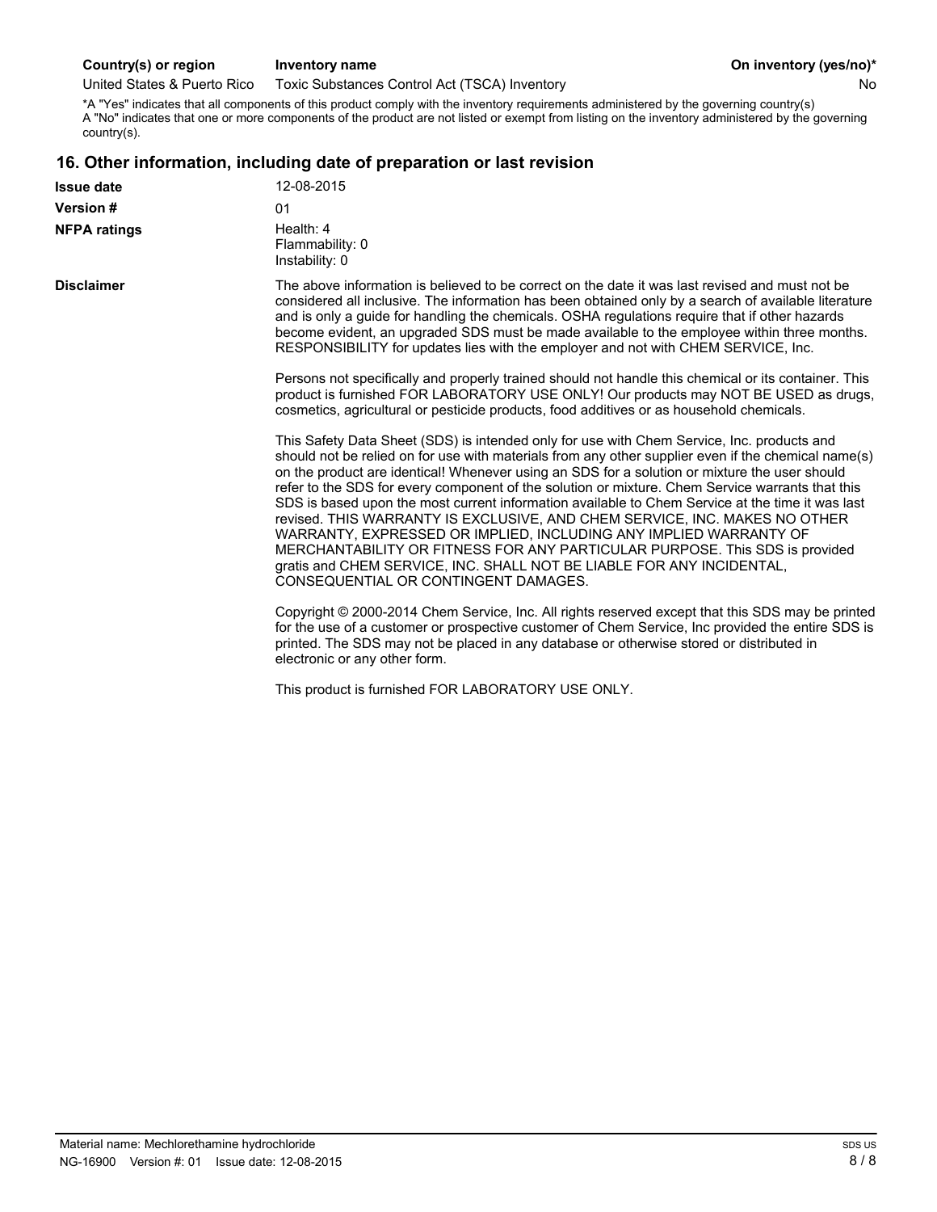| Country(s) or region | Inventory name | On inventory (yes/no)* |
| --- | --- | --- |
| United States & Puerto Rico | Toxic Substances Control Act (TSCA) Inventory | No |

*A "Yes" indicates that all components of this product comply with the inventory requirements administered by the governing country(s)
A "No" indicates that one or more components of the product are not listed or exempt from listing on the inventory administered by the governing country(s).

## 16. Other information, including date of preparation or last revision

**Issue date** 12-08-2015

**Version #** 01

**NFPA ratings**
Health: 4
Flammability: 0
Instability: 0

**Disclaimer**

The above information is believed to be correct on the date it was last revised and must not be considered all inclusive. The information has been obtained only by a search of available literature and is only a guide for handling the chemicals. OSHA regulations require that if other hazards become evident, an upgraded SDS must be made available to the employee within three months. RESPONSIBILITY for updates lies with the employer and not with CHEM SERVICE, Inc.

Persons not specifically and properly trained should not handle this chemical or its container. This product is furnished FOR LABORATORY USE ONLY! Our products may NOT BE USED as drugs, cosmetics, agricultural or pesticide products, food additives or as household chemicals.

This Safety Data Sheet (SDS) is intended only for use with Chem Service, Inc. products and should not be relied on for use with materials from any other supplier even if the chemical name(s) on the product are identical! Whenever using an SDS for a solution or mixture the user should refer to the SDS for every component of the solution or mixture. Chem Service warrants that this SDS is based upon the most current information available to Chem Service at the time it was last revised. THIS WARRANTY IS EXCLUSIVE, AND CHEM SERVICE, INC. MAKES NO OTHER WARRANTY, EXPRESSED OR IMPLIED, INCLUDING ANY IMPLIED WARRANTY OF MERCHANTABILITY OR FITNESS FOR ANY PARTICULAR PURPOSE. This SDS is provided gratis and CHEM SERVICE, INC. SHALL NOT BE LIABLE FOR ANY INCIDENTAL, CONSEQUENTIAL OR CONTINGENT DAMAGES.

Copyright © 2000-2014 Chem Service, Inc. All rights reserved except that this SDS may be printed for the use of a customer or prospective customer of Chem Service, Inc provided the entire SDS is printed. The SDS may not be placed in any database or otherwise stored or distributed in electronic or any other form.

This product is furnished FOR LABORATORY USE ONLY.